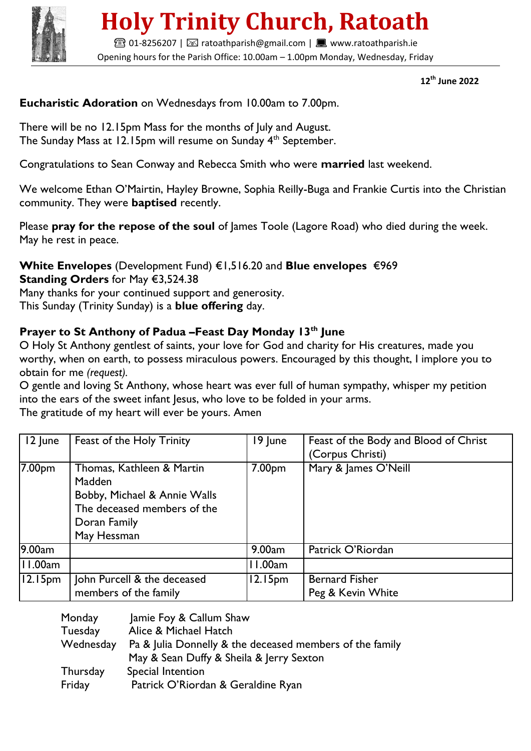# Holy Trinity Church, Ratoath

☎ 01-8256207 | ✉ ratoathparish@gmail.com | 💻 www.ratoathparish.ie

Opening hours for the Parish Office: 10.00am – 1.00pm Monday, Wednesday, Friday

**12th June 2022**

**Eucharistic Adoration** on Wednesdays from 10.00am to 7.00pm.

There will be no 12.15pm Mass for the months of July and August.
The Sunday Mass at 12.15pm will resume on Sunday 4th September.

Congratulations to Sean Conway and Rebecca Smith who were **married** last weekend.

We welcome Ethan O'Mairtin, Hayley Browne, Sophia Reilly-Buga and Frankie Curtis into the Christian community. They were **baptised** recently.

Please **pray for the repose of the soul** of James Toole (Lagore Road) who died during the week. May he rest in peace.

**White Envelopes** (Development Fund) €1,516.20 and **Blue envelopes** €969
**Standing Orders** for May €3,524.38
Many thanks for your continued support and generosity.
This Sunday (Trinity Sunday) is a **blue offering** day.

**Prayer to St Anthony of Padua –Feast Day Monday 13th June**

O Holy St Anthony gentlest of saints, your love for God and charity for His creatures, made you worthy, when on earth, to possess miraculous powers. Encouraged by this thought, I implore you to obtain for me *(request).*
O gentle and loving St Anthony, whose heart was ever full of human sympathy, whisper my petition into the ears of the sweet infant Jesus, who love to be folded in your arms.
The gratitude of my heart will ever be yours. Amen

| 12 June | Feast of the Holy Trinity | 19 June | Feast of the Body and Blood of Christ (Corpus Christi) |
|---|---|---|---|
| 7.00pm | Thomas, Kathleen & Martin Madden<br>Bobby, Michael & Annie Walls<br>The deceased members of the Doran Family<br>May Hessman | 7.00pm | Mary & James O'Neill |
| 9.00am | | 9.00am | Patrick O'Riordan |
| 11.00am | | 11.00am | |
| 12.15pm | John Purcell & the deceased members of the family | 12.15pm | Bernard Fisher<br>Peg & Kevin White |

| | |
|---|---|
| Monday | Jamie Foy & Callum Shaw |
| Tuesday | Alice & Michael Hatch |
| Wednesday | Pa & Julia Donnelly & the deceased members of the family<br>May & Sean Duffy & Sheila & Jerry Sexton |
| Thursday | Special Intention |
| Friday | Patrick O'Riordan & Geraldine Ryan |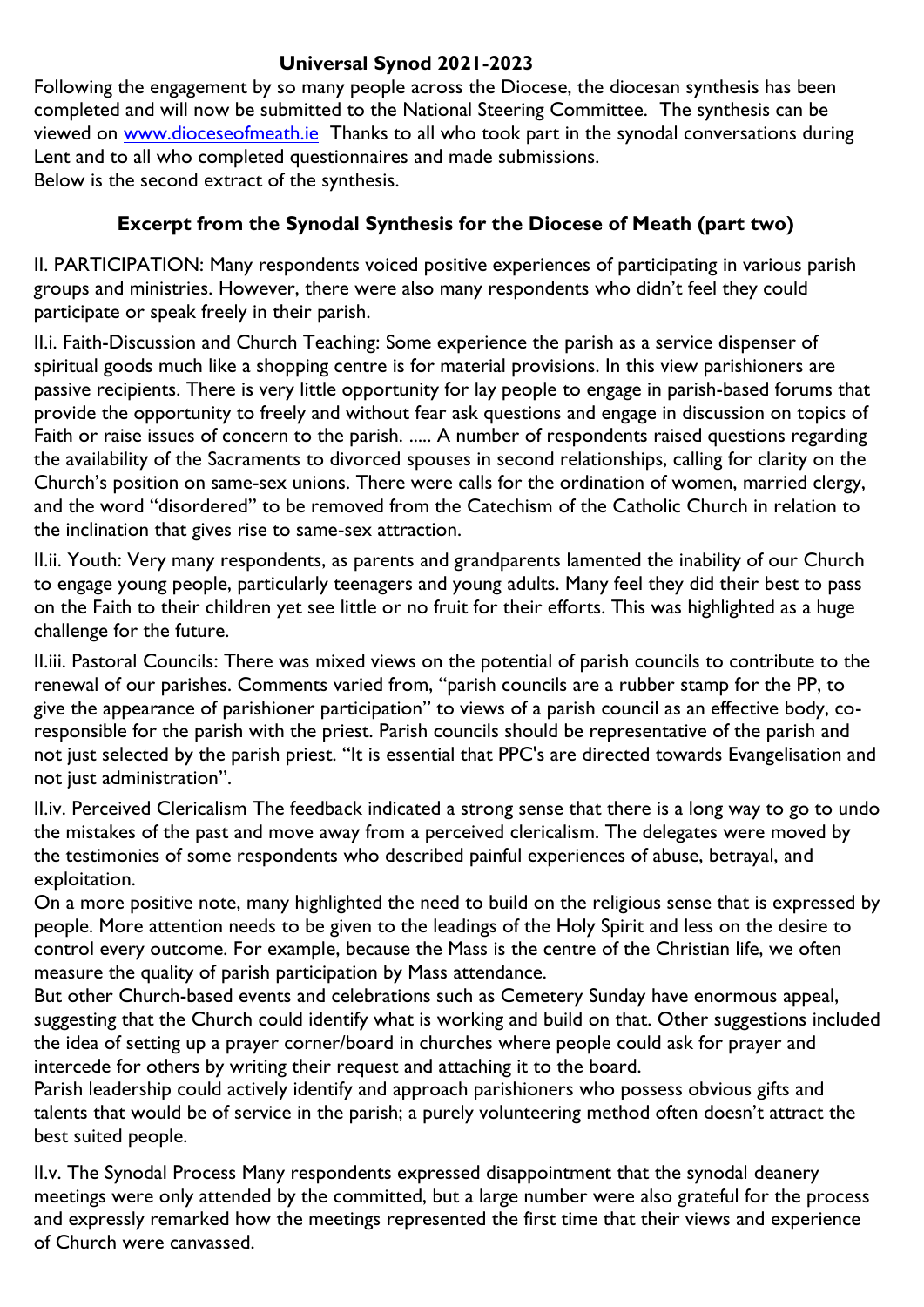## Universal Synod 2021-2023

Following the engagement by so many people across the Diocese, the diocesan synthesis has been completed and will now be submitted to the National Steering Committee. The synthesis can be viewed on [www.dioceseofmeath.ie](http://www.dioceseofmeath.ie) Thanks to all who took part in the synodal conversations during Lent and to all who completed questionnaires and made submissions.
Below is the second extract of the synthesis.

### Excerpt from the Synodal Synthesis for the Diocese of Meath (part two)

II. PARTICIPATION: Many respondents voiced positive experiences of participating in various parish groups and ministries. However, there were also many respondents who didn't feel they could participate or speak freely in their parish.

II.i. Faith-Discussion and Church Teaching: Some experience the parish as a service dispenser of spiritual goods much like a shopping centre is for material provisions. In this view parishioners are passive recipients. There is very little opportunity for lay people to engage in parish-based forums that provide the opportunity to freely and without fear ask questions and engage in discussion on topics of Faith or raise issues of concern to the parish. ..... A number of respondents raised questions regarding the availability of the Sacraments to divorced spouses in second relationships, calling for clarity on the Church's position on same-sex unions. There were calls for the ordination of women, married clergy, and the word "disordered" to be removed from the Catechism of the Catholic Church in relation to the inclination that gives rise to same-sex attraction.

II.ii. Youth: Very many respondents, as parents and grandparents lamented the inability of our Church to engage young people, particularly teenagers and young adults. Many feel they did their best to pass on the Faith to their children yet see little or no fruit for their efforts. This was highlighted as a huge challenge for the future.

II.iii. Pastoral Councils: There was mixed views on the potential of parish councils to contribute to the renewal of our parishes. Comments varied from, "parish councils are a rubber stamp for the PP, to give the appearance of parishioner participation" to views of a parish council as an effective body, co-responsible for the parish with the priest. Parish councils should be representative of the parish and not just selected by the parish priest. "It is essential that PPC's are directed towards Evangelisation and not just administration".

II.iv. Perceived Clericalism The feedback indicated a strong sense that there is a long way to go to undo the mistakes of the past and move away from a perceived clericalism. The delegates were moved by the testimonies of some respondents who described painful experiences of abuse, betrayal, and exploitation.
On a more positive note, many highlighted the need to build on the religious sense that is expressed by people. More attention needs to be given to the leadings of the Holy Spirit and less on the desire to control every outcome. For example, because the Mass is the centre of the Christian life, we often measure the quality of parish participation by Mass attendance.
But other Church-based events and celebrations such as Cemetery Sunday have enormous appeal, suggesting that the Church could identify what is working and build on that. Other suggestions included the idea of setting up a prayer corner/board in churches where people could ask for prayer and intercede for others by writing their request and attaching it to the board.
Parish leadership could actively identify and approach parishioners who possess obvious gifts and talents that would be of service in the parish; a purely volunteering method often doesn't attract the best suited people.

II.v. The Synodal Process Many respondents expressed disappointment that the synodal deanery meetings were only attended by the committed, but a large number were also grateful for the process and expressly remarked how the meetings represented the first time that their views and experience of Church were canvassed.